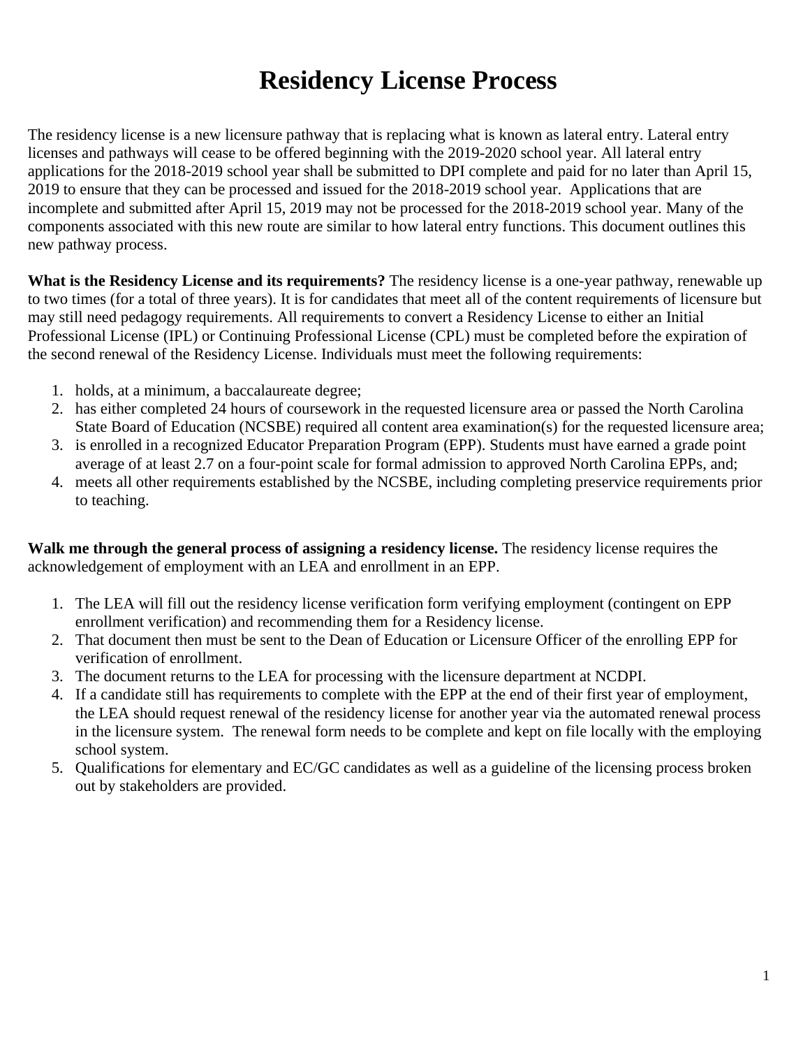# Residency License Process

The residency license is a new licensure pathway that is replacing what is known as lateral entry. Lateral entry licenses and pathways will cease to be offered beginning with the 2019-2020 school year. All lateral entry applications for the 2018-2019 school year shall be submitted to DPI complete and paid for no later than April 15, 2019 to ensure that they can be processed and issued for the 2018-2019 school year. Applications that are incomplete and submitted after April 15, 2019 may not be processed for the 2018-2019 school year. Many of the components associated with this new route are similar to how lateral entry functions. This document outlines this new pathway process.

**What is the Residency License and its requirements?** The residency license is a one-year pathway, renewable up to two times (for a total of three years). It is for candidates that meet all of the content requirements of licensure but may still need pedagogy requirements. All requirements to convert a Residency License to either an Initial Professional License (IPL) or Continuing Professional License (CPL) must be completed before the expiration of the second renewal of the Residency License. Individuals must meet the following requirements:

1. holds, at a minimum, a baccalaureate degree;
2. has either completed 24 hours of coursework in the requested licensure area or passed the North Carolina State Board of Education (NCSBE) required all content area examination(s) for the requested licensure area;
3. is enrolled in a recognized Educator Preparation Program (EPP). Students must have earned a grade point average of at least 2.7 on a four-point scale for formal admission to approved North Carolina EPPs, and;
4. meets all other requirements established by the NCSBE, including completing preservice requirements prior to teaching.

**Walk me through the general process of assigning a residency license.** The residency license requires the acknowledgement of employment with an LEA and enrollment in an EPP.

1. The LEA will fill out the residency license verification form verifying employment (contingent on EPP enrollment verification) and recommending them for a Residency license.
2. That document then must be sent to the Dean of Education or Licensure Officer of the enrolling EPP for verification of enrollment.
3. The document returns to the LEA for processing with the licensure department at NCDPI.
4. If a candidate still has requirements to complete with the EPP at the end of their first year of employment, the LEA should request renewal of the residency license for another year via the automated renewal process in the licensure system. The renewal form needs to be complete and kept on file locally with the employing school system.
5. Qualifications for elementary and EC/GC candidates as well as a guideline of the licensing process broken out by stakeholders are provided.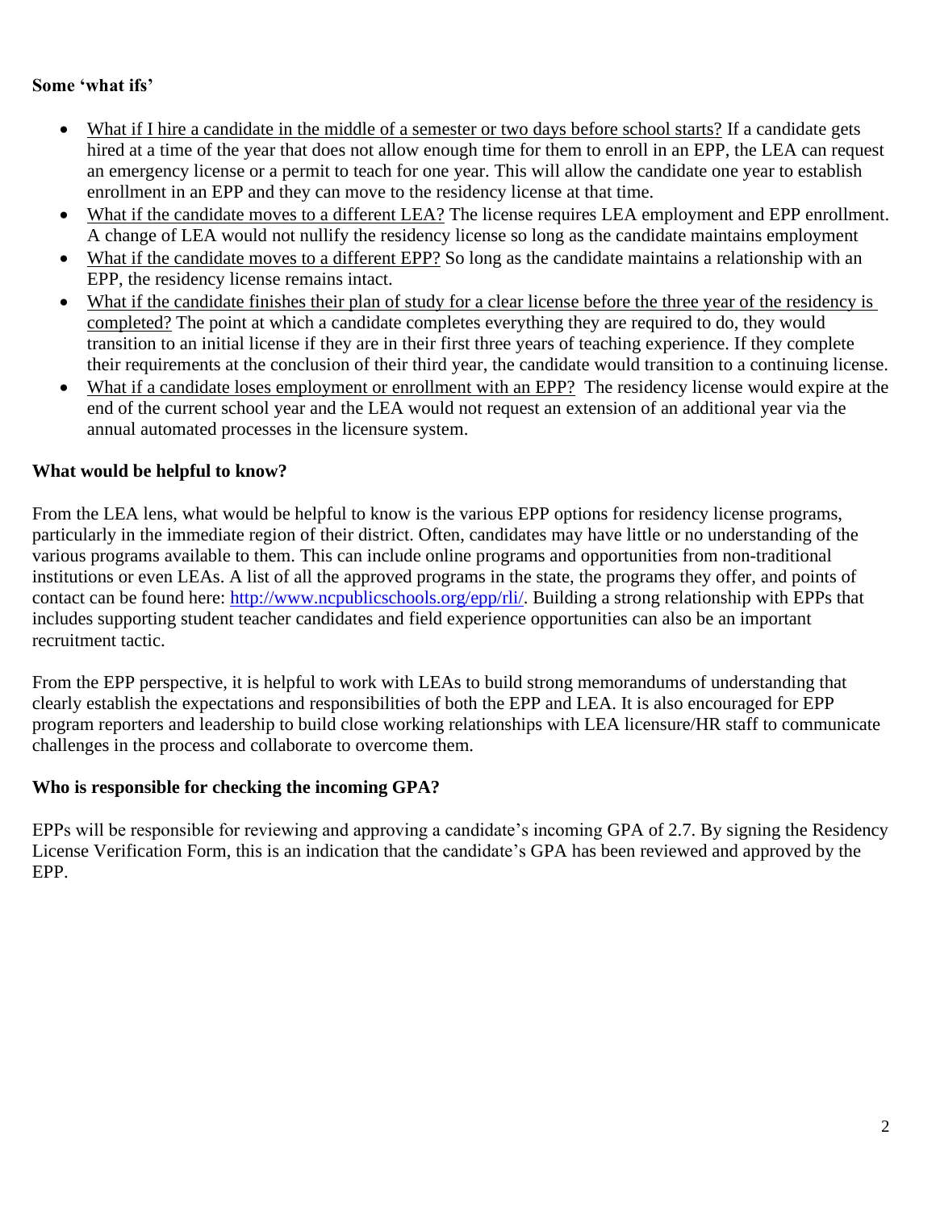**Some 'what ifs'**

- What if I hire a candidate in the middle of a semester or two days before school starts? If a candidate gets hired at a time of the year that does not allow enough time for them to enroll in an EPP, the LEA can request an emergency license or a permit to teach for one year. This will allow the candidate one year to establish enrollment in an EPP and they can move to the residency license at that time.
- What if the candidate moves to a different LEA? The license requires LEA employment and EPP enrollment. A change of LEA would not nullify the residency license so long as the candidate maintains employment
- What if the candidate moves to a different EPP? So long as the candidate maintains a relationship with an EPP, the residency license remains intact.
- What if the candidate finishes their plan of study for a clear license before the three year of the residency is completed? The point at which a candidate completes everything they are required to do, they would transition to an initial license if they are in their first three years of teaching experience. If they complete their requirements at the conclusion of their third year, the candidate would transition to a continuing license.
- What if a candidate loses employment or enrollment with an EPP? The residency license would expire at the end of the current school year and the LEA would not request an extension of an additional year via the annual automated processes in the licensure system.

**What would be helpful to know?**

From the LEA lens, what would be helpful to know is the various EPP options for residency license programs, particularly in the immediate region of their district. Often, candidates may have little or no understanding of the various programs available to them. This can include online programs and opportunities from non-traditional institutions or even LEAs. A list of all the approved programs in the state, the programs they offer, and points of contact can be found here: http://www.ncpublicschools.org/epp/rli/. Building a strong relationship with EPPs that includes supporting student teacher candidates and field experience opportunities can also be an important recruitment tactic.

From the EPP perspective, it is helpful to work with LEAs to build strong memorandums of understanding that clearly establish the expectations and responsibilities of both the EPP and LEA. It is also encouraged for EPP program reporters and leadership to build close working relationships with LEA licensure/HR staff to communicate challenges in the process and collaborate to overcome them.

**Who is responsible for checking the incoming GPA?**

EPPs will be responsible for reviewing and approving a candidate's incoming GPA of 2.7. By signing the Residency License Verification Form, this is an indication that the candidate's GPA has been reviewed and approved by the EPP.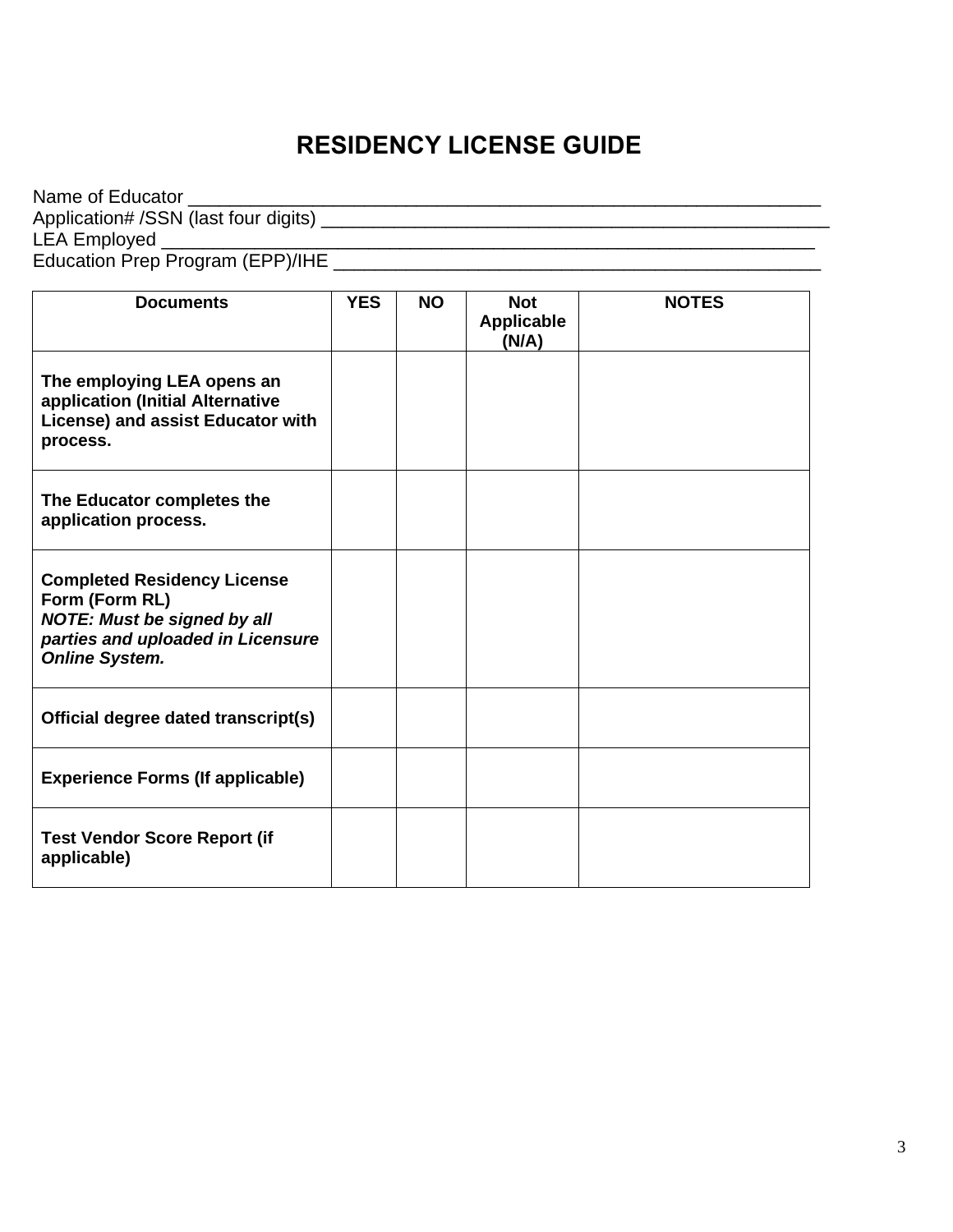# RESIDENCY LICENSE GUIDE

Name of Educator ________________________________________________________________
Application# /SSN (last four digits) ____________________________________________________
LEA Employed ___________________________________________________________________
Education Prep Program (EPP)/IHE ______________________________________________

| Documents | YES | NO | Not Applicable (N/A) | NOTES |
|---|---|---|---|---|
| **The employing LEA opens an application (Initial Alternative License) and assist Educator with process.** | | | | |
| **The Educator completes the application process.** | | | | |
| **Completed Residency License Form (Form RL)** ***NOTE: Must be signed by all parties and uploaded in Licensure Online System.*** | | | | |
| **Official degree dated transcript(s)** | | | | |
| **Experience Forms (If applicable)** | | | | |
| **Test Vendor Score Report (if applicable)** | | | | |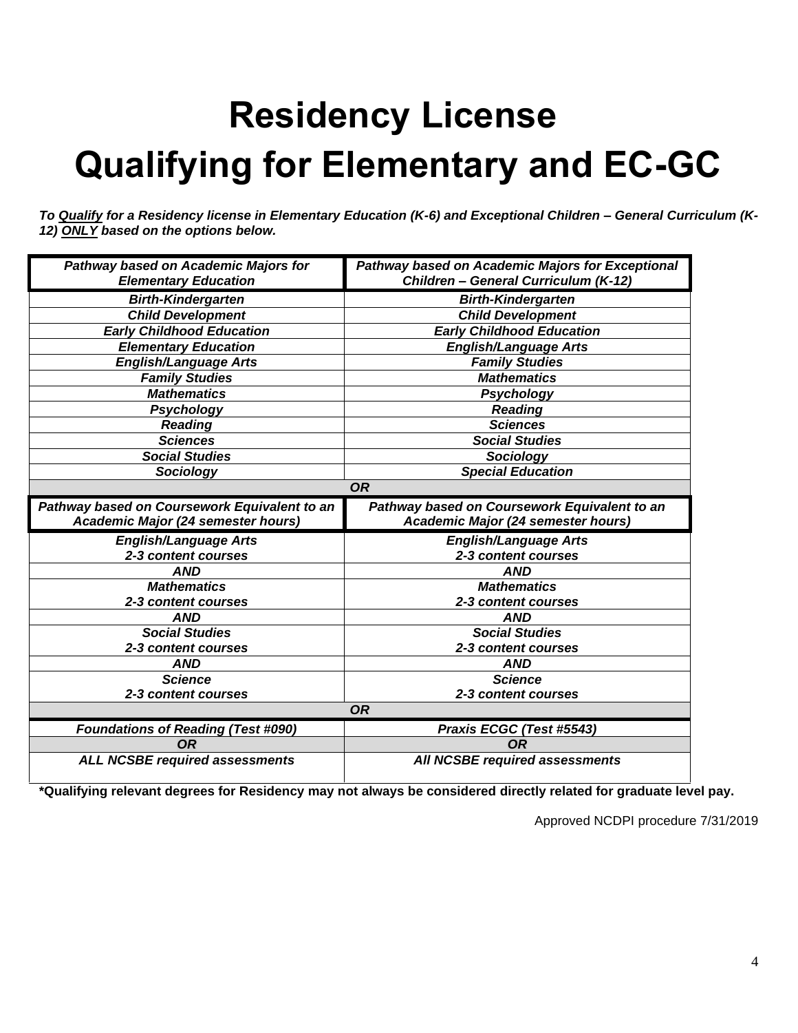# Residency License
# Qualifying for Elementary and EC-GC

***To <u>Qualify</u> for a Residency license in Elementary Education (K-6) and Exceptional Children – General Curriculum (K-12) <u>ONLY</u> based on the options below.***

| ***Pathway based on Academic Majors for Elementary Education*** | ***Pathway based on Academic Majors for Exceptional Children – General Curriculum (K-12)*** |
|---|---|
| ***Birth-Kindergarten*** | ***Birth-Kindergarten*** |
| ***Child Development*** | ***Child Development*** |
| ***Early Childhood Education*** | ***Early Childhood Education*** |
| ***Elementary Education*** | ***English/Language Arts*** |
| ***English/Language Arts*** | ***Family Studies*** |
| ***Family Studies*** | ***Mathematics*** |
| ***Mathematics*** | ***Psychology*** |
| ***Psychology*** | ***Reading*** |
| ***Reading*** | ***Sciences*** |
| ***Sciences*** | ***Social Studies*** |
| ***Social Studies*** | ***Sociology*** |
| ***Sociology*** | ***Special Education*** |
| ***OR*** | |
| ***Pathway based on Coursework Equivalent to an Academic Major (24 semester hours)*** | ***Pathway based on Coursework Equivalent to an Academic Major (24 semester hours)*** |
| ***English/Language Arts 2-3 content courses*** | ***English/Language Arts 2-3 content courses*** |
| ***AND*** | ***AND*** |
| ***Mathematics 2-3 content courses*** | ***Mathematics 2-3 content courses*** |
| ***AND*** | ***AND*** |
| ***Social Studies 2-3 content courses*** | ***Social Studies 2-3 content courses*** |
| ***AND*** | ***AND*** |
| ***Science 2-3 content courses*** | ***Science 2-3 content courses*** |
| ***OR*** | |
| ***Foundations of Reading (Test #090)*** | ***Praxis ECGC (Test #5543)*** |
| ***OR*** | ***OR*** |
| ***ALL NCSBE required assessments*** | ***All NCSBE required assessments*** |

**\*Qualifying relevant degrees for Residency may not always be considered directly related for graduate level pay.**

Approved NCDPI procedure 7/31/2019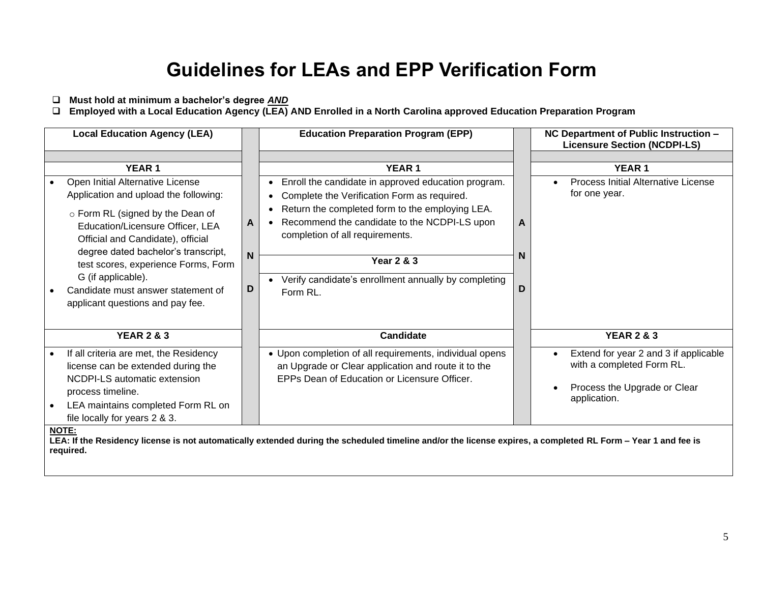# Guidelines for LEAs and EPP Verification Form

- ❑ **Must hold at minimum a bachelor's degree *AND***
- ❑ **Employed with a Local Education Agency (LEA) AND Enrolled in a North Carolina approved Education Preparation Program**

| Local Education Agency (LEA) | | Education Preparation Program (EPP) | | NC Department of Public Instruction – Licensure Section (NCDPI-LS) |
|---|---|---|---|---|
| | | | | |
| **YEAR 1** | | **YEAR 1** | | **YEAR 1** |
| • Open Initial Alternative License Application and upload the following:<br>○ Form RL (signed by the Dean of Education/Licensure Officer, LEA Official and Candidate), official degree dated bachelor's transcript, test scores, experience Forms, Form G (if applicable).<br>• Candidate must answer statement of applicant questions and pay fee. | **A N D** | • Enroll the candidate in approved education program.<br>• Complete the Verification Form as required.<br>• Return the completed form to the employing LEA.<br>• Recommend the candidate to the NCDPI-LS upon completion of all requirements.<br>**Year 2 & 3**<br>• Verify candidate's enrollment annually by completing Form RL. | **A N D** | • Process Initial Alternative License for one year. |
| **YEAR 2 & 3** | | **Candidate** | | **YEAR 2 & 3** |
| • If all criteria are met, the Residency license can be extended during the NCDPI-LS automatic extension process timeline.<br>• LEA maintains completed Form RL on file locally for years 2 & 3. | | • Upon completion of all requirements, individual opens an Upgrade or Clear application and route it to the EPPs Dean of Education or Licensure Officer. | | • Extend for year 2 and 3 if applicable with a completed Form RL.<br>• Process the Upgrade or Clear application. |

**NOTE:**
**LEA: If the Residency license is not automatically extended during the scheduled timeline and/or the license expires, a completed RL Form – Year 1 and fee is required.**